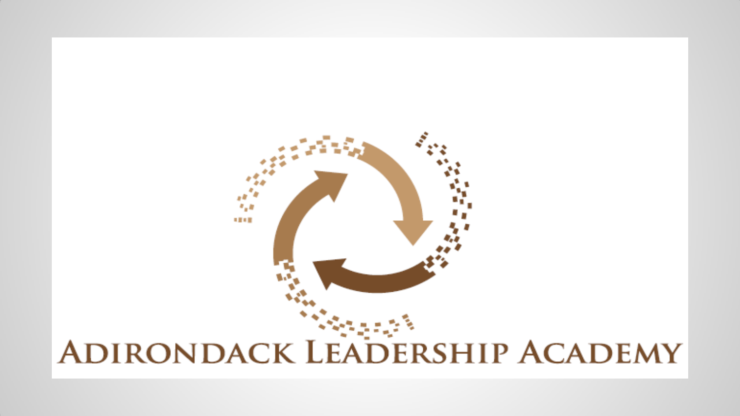# Adirondack Leadership Academy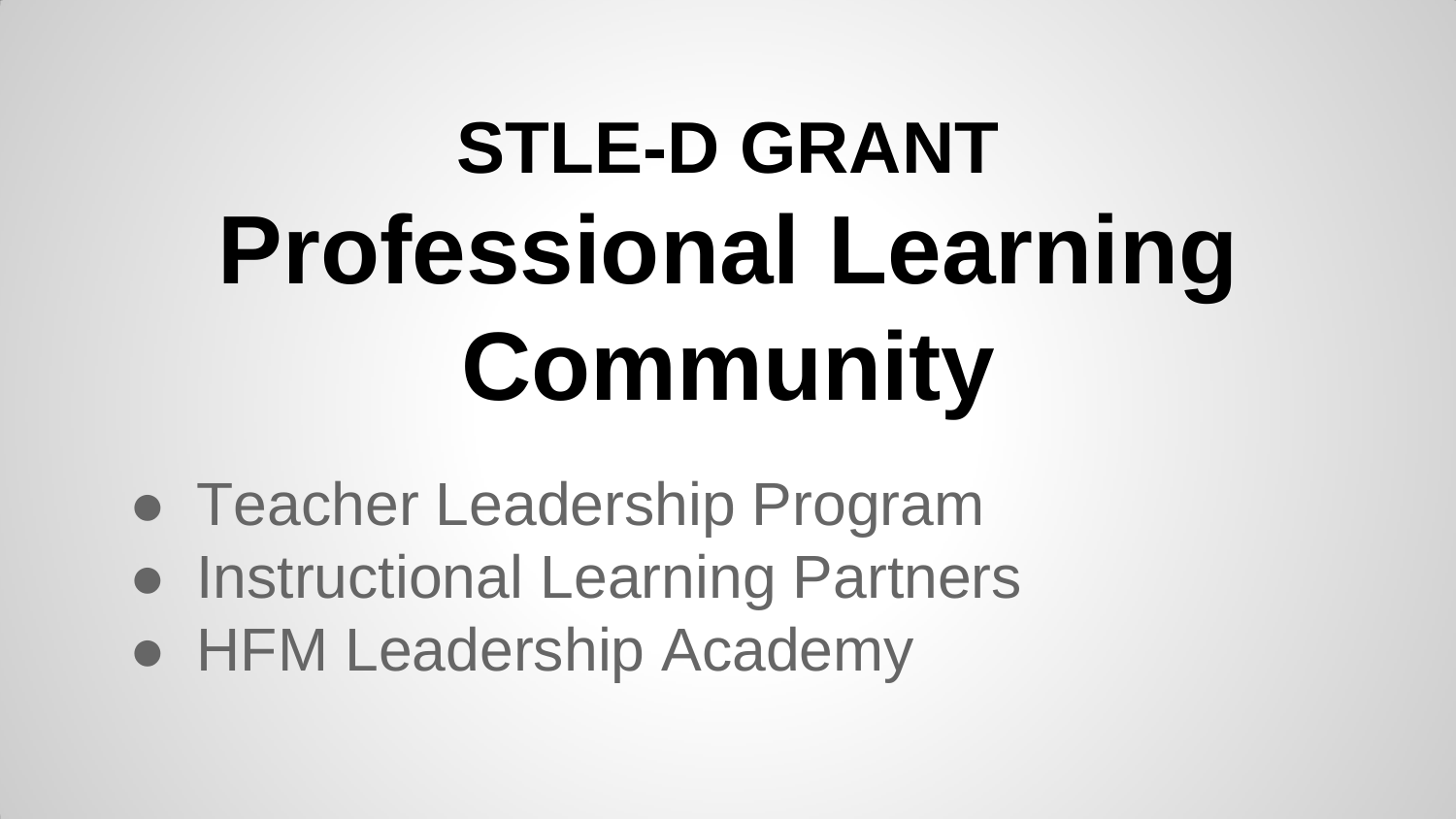# STLE-D GRANT
# Professional Learning Community

- Teacher Leadership Program
- Instructional Learning Partners
- HFM Leadership Academy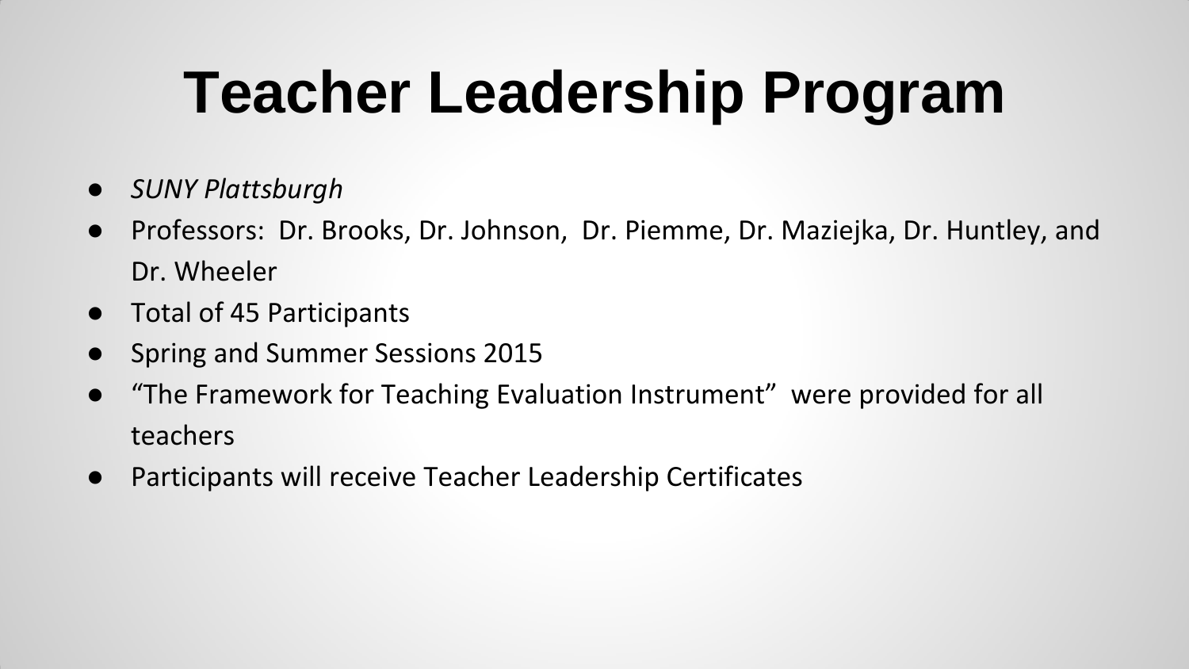# Teacher Leadership Program

- *SUNY Plattsburgh*
- Professors: Dr. Brooks, Dr. Johnson, Dr. Piemme, Dr. Maziejka, Dr. Huntley, and Dr. Wheeler
- Total of 45 Participants
- Spring and Summer Sessions 2015
- "The Framework for Teaching Evaluation Instrument" were provided for all teachers
- Participants will receive Teacher Leadership Certificates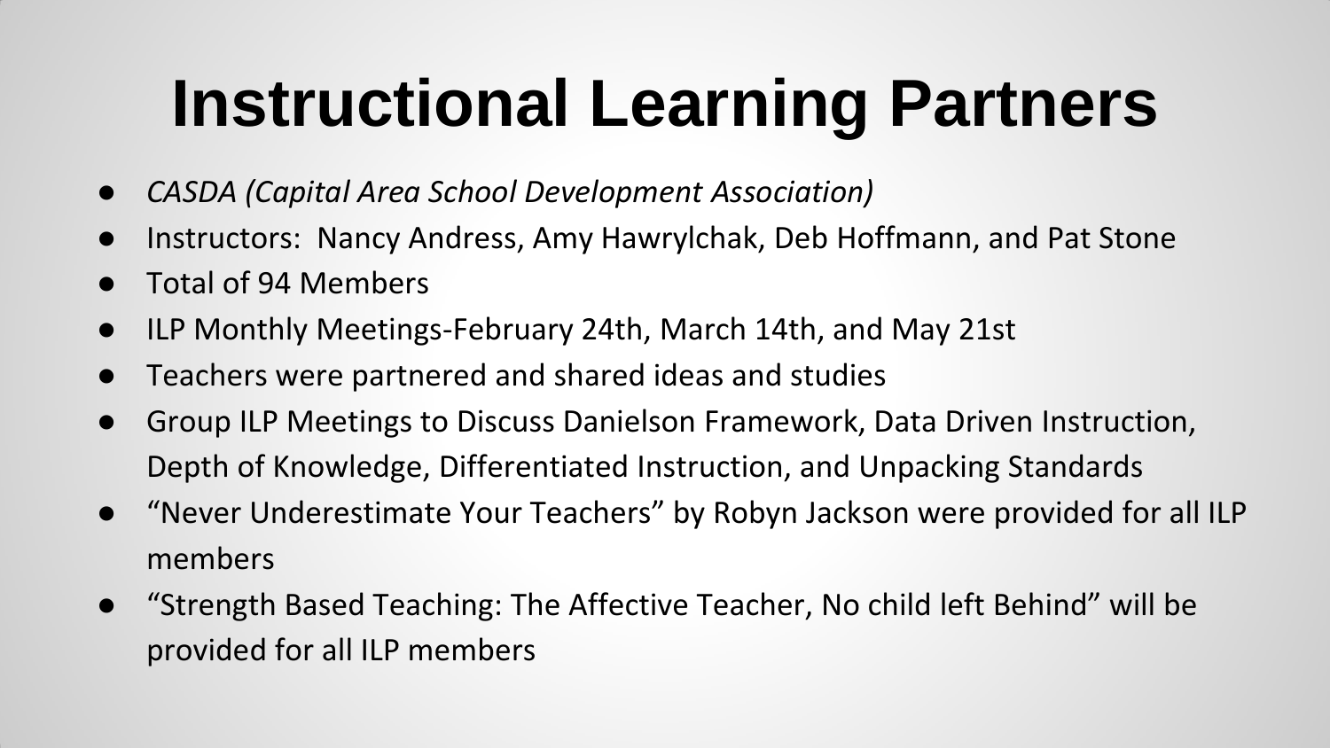# Instructional Learning Partners

- *CASDA (Capital Area School Development Association)*
- Instructors: Nancy Andress, Amy Hawrylchak, Deb Hoffmann, and Pat Stone
- Total of 94 Members
- ILP Monthly Meetings-February 24th, March 14th, and May 21st
- Teachers were partnered and shared ideas and studies
- Group ILP Meetings to Discuss Danielson Framework, Data Driven Instruction, Depth of Knowledge, Differentiated Instruction, and Unpacking Standards
- “Never Underestimate Your Teachers” by Robyn Jackson were provided for all ILP members
- “Strength Based Teaching: The Affective Teacher, No child left Behind” will be provided for all ILP members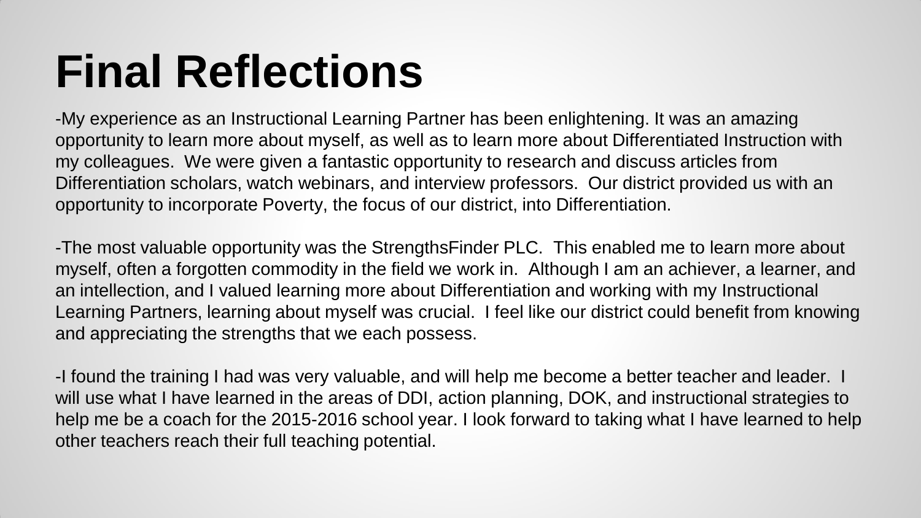# Final Reflections

-My experience as an Instructional Learning Partner has been enlightening. It was an amazing opportunity to learn more about myself, as well as to learn more about Differentiated Instruction with my colleagues.  We were given a fantastic opportunity to research and discuss articles from Differentiation scholars, watch webinars, and interview professors.  Our district provided us with an opportunity to incorporate Poverty, the focus of our district, into Differentiation.

-The most valuable opportunity was the StrengthsFinder PLC.  This enabled me to learn more about myself, often a forgotten commodity in the field we work in.  Although I am an achiever, a learner, and an intellection, and I valued learning more about Differentiation and working with my Instructional Learning Partners, learning about myself was crucial.  I feel like our district could benefit from knowing and appreciating the strengths that we each possess.

-I found the training I had was very valuable, and will help me become a better teacher and leader.  I will use what I have learned in the areas of DDI, action planning, DOK, and instructional strategies to help me be a coach for the 2015-2016 school year. I look forward to taking what I have learned to help other teachers reach their full teaching potential.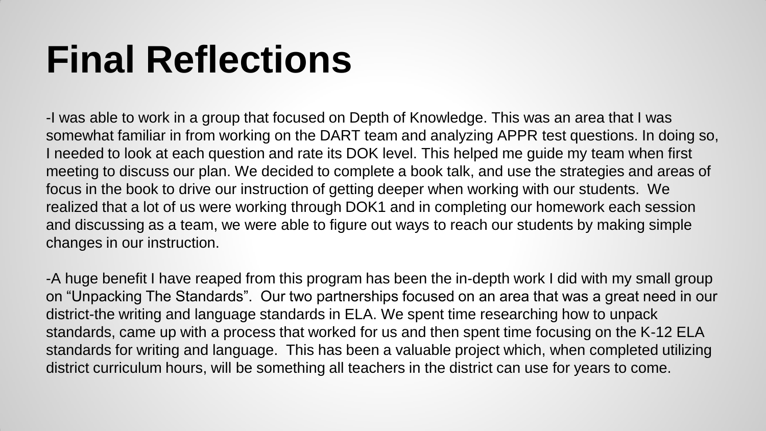# Final Reflections

-I was able to work in a group that focused on Depth of Knowledge. This was an area that I was somewhat familiar in from working on the DART team and analyzing APPR test questions. In doing so, I needed to look at each question and rate its DOK level. This helped me guide my team when first meeting to discuss our plan. We decided to complete a book talk, and use the strategies and areas of focus in the book to drive our instruction of getting deeper when working with our students. We realized that a lot of us were working through DOK1 and in completing our homework each session and discussing as a team, we were able to figure out ways to reach our students by making simple changes in our instruction.

-A huge benefit I have reaped from this program has been the in-depth work I did with my small group on "Unpacking The Standards". Our two partnerships focused on an area that was a great need in our district-the writing and language standards in ELA. We spent time researching how to unpack standards, came up with a process that worked for us and then spent time focusing on the K-12 ELA standards for writing and language. This has been a valuable project which, when completed utilizing district curriculum hours, will be something all teachers in the district can use for years to come.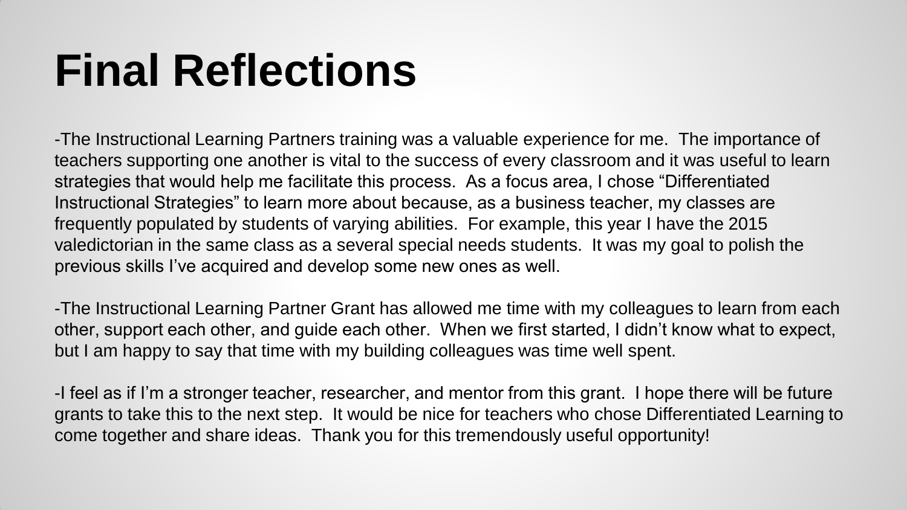# Final Reflections

-The Instructional Learning Partners training was a valuable experience for me. The importance of teachers supporting one another is vital to the success of every classroom and it was useful to learn strategies that would help me facilitate this process. As a focus area, I chose "Differentiated Instructional Strategies" to learn more about because, as a business teacher, my classes are frequently populated by students of varying abilities. For example, this year I have the 2015 valedictorian in the same class as a several special needs students. It was my goal to polish the previous skills I've acquired and develop some new ones as well.

-The Instructional Learning Partner Grant has allowed me time with my colleagues to learn from each other, support each other, and guide each other. When we first started, I didn't know what to expect, but I am happy to say that time with my building colleagues was time well spent.

-I feel as if I'm a stronger teacher, researcher, and mentor from this grant. I hope there will be future grants to take this to the next step. It would be nice for teachers who chose Differentiated Learning to come together and share ideas. Thank you for this tremendously useful opportunity!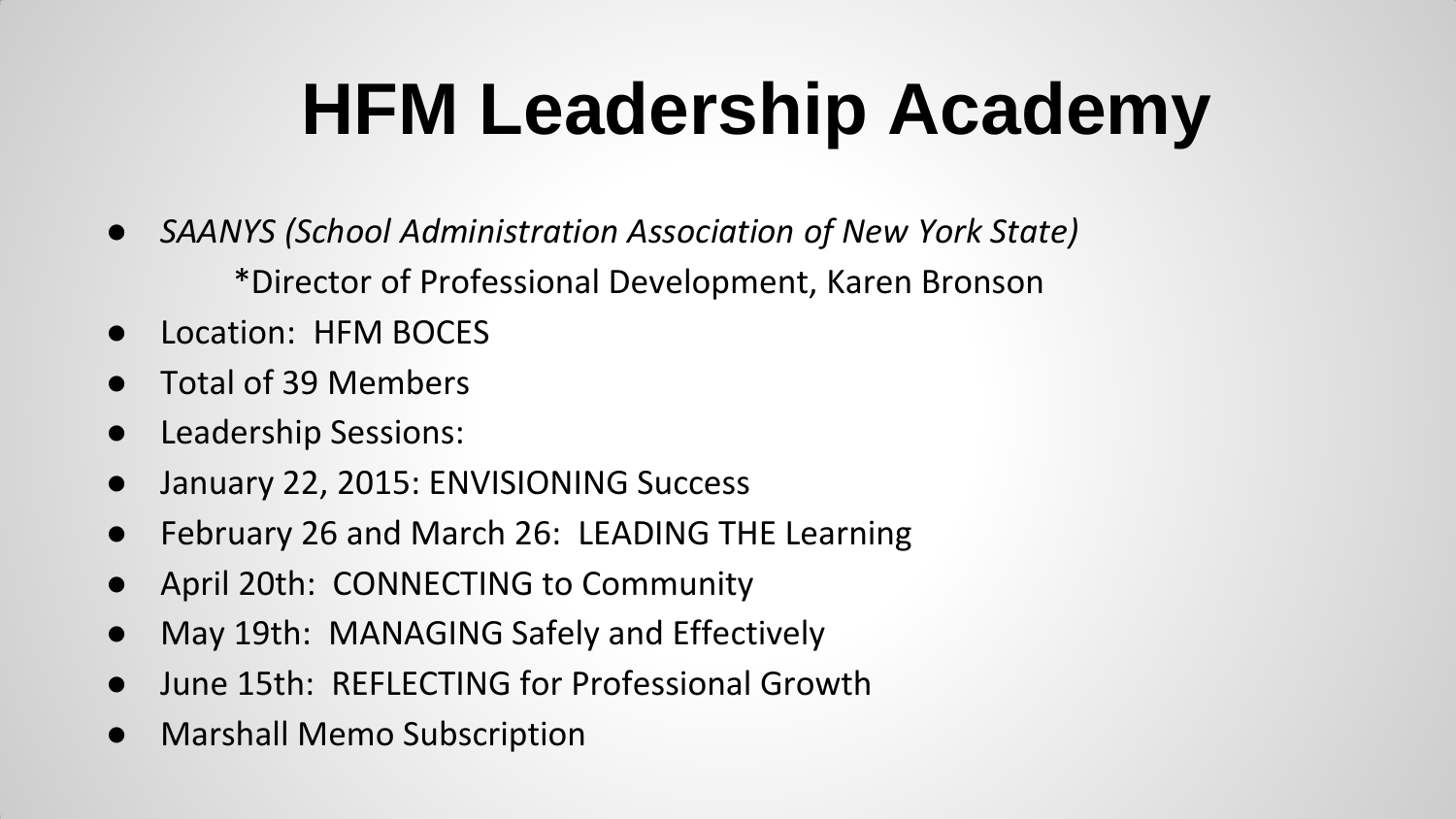# HFM Leadership Academy

- *SAANYS (School Administration Association of New York State)*
  *Director of Professional Development, Karen Bronson
- Location: HFM BOCES
- Total of 39 Members
- Leadership Sessions:
- January 22, 2015: ENVISIONING Success
- February 26 and March 26: LEADING THE Learning
- April 20th: CONNECTING to Community
- May 19th: MANAGING Safely and Effectively
- June 15th: REFLECTING for Professional Growth
- Marshall Memo Subscription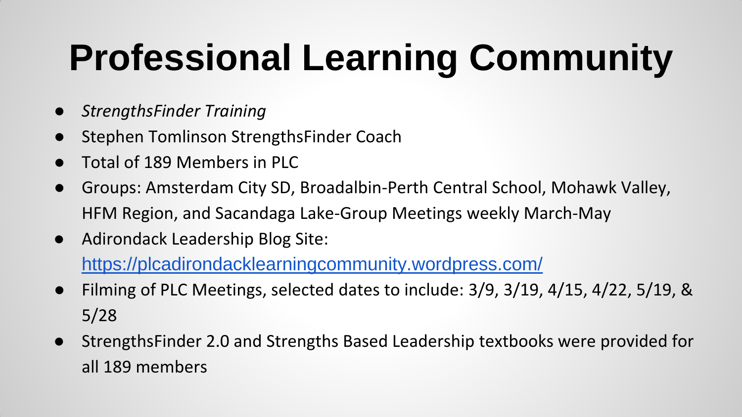# Professional Learning Community

- *StrengthsFinder Training*
- Stephen Tomlinson StrengthsFinder Coach
- Total of 189 Members in PLC
- Groups: Amsterdam City SD, Broadalbin-Perth Central School, Mohawk Valley, HFM Region, and Sacandaga Lake-Group Meetings weekly March-May
- Adirondack Leadership Blog Site: https://plcadirondacklearningcommunity.wordpress.com/
- Filming of PLC Meetings, selected dates to include: 3/9, 3/19, 4/15, 4/22, 5/19, & 5/28
- StrengthsFinder 2.0 and Strengths Based Leadership textbooks were provided for all 189 members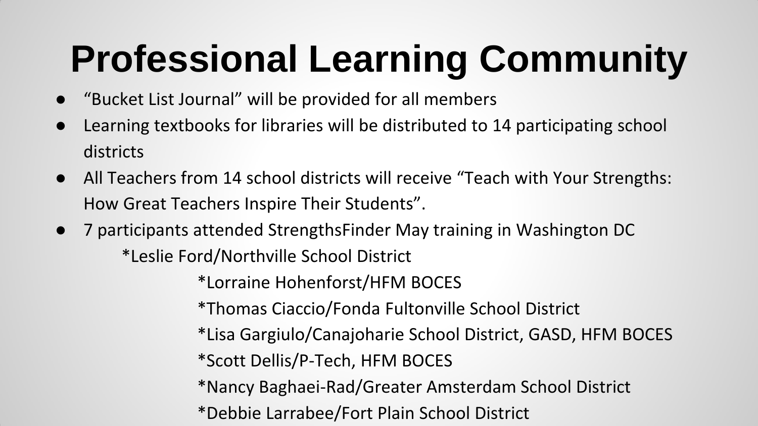# Professional Learning Community

- "Bucket List Journal" will be provided for all members
- Learning textbooks for libraries will be distributed to 14 participating school districts
- All Teachers from 14 school districts will receive "Teach with Your Strengths: How Great Teachers Inspire Their Students".
- 7 participants attended StrengthsFinder May training in Washington DC
  - *Leslie Ford/Northville School District
  - *Lorraine Hohenforst/HFM BOCES
  - *Thomas Ciaccio/Fonda Fultonville School District
  - *Lisa Gargiulo/Canajoharie School District, GASD, HFM BOCES
  - *Scott Dellis/P-Tech, HFM BOCES
  - *Nancy Baghaei-Rad/Greater Amsterdam School District
  - *Debbie Larrabee/Fort Plain School District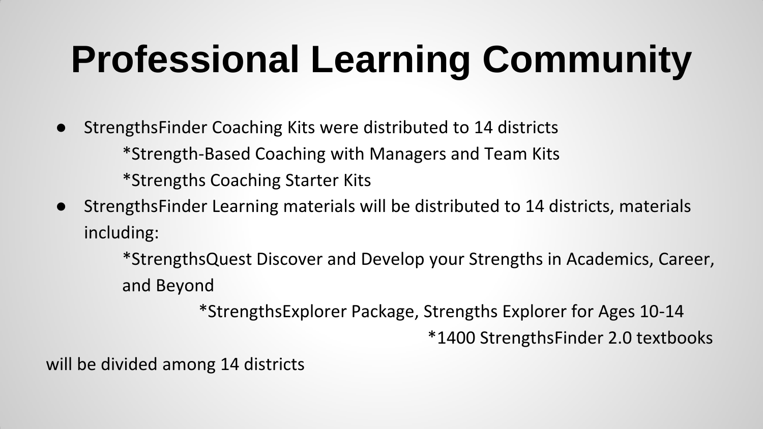# Professional Learning Community

- StrengthsFinder Coaching Kits were distributed to 14 districts
  - *Strength-Based Coaching with Managers and Team Kits
  - *Strengths Coaching Starter Kits
- StrengthsFinder Learning materials will be distributed to 14 districts, materials including:
  - *StrengthsQuest Discover and Develop your Strengths in Academics, Career, and Beyond
  - *StrengthsExplorer Package, Strengths Explorer for Ages 10-14
  - *1400 StrengthsFinder 2.0 textbooks

will be divided among 14 districts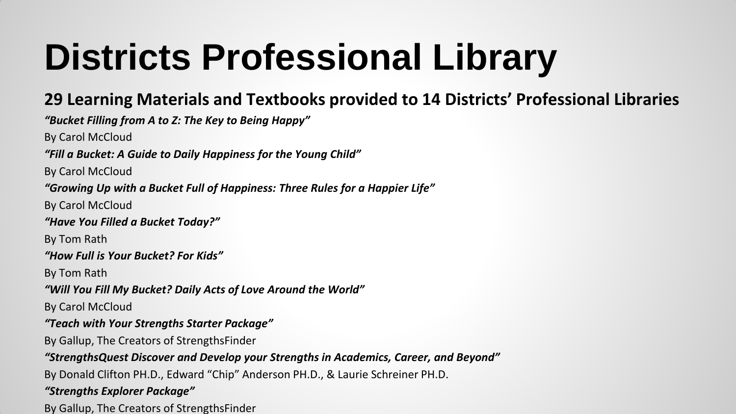# Districts Professional Library

## 29 Learning Materials and Textbooks provided to 14 Districts' Professional Libraries

***"Bucket Filling from A to Z: The Key to Being Happy"***

By Carol McCloud

***"Fill a Bucket: A Guide to Daily Happiness for the Young Child"***

By Carol McCloud

***"Growing Up with a Bucket Full of Happiness: Three Rules for a Happier Life"***

By Carol McCloud

***"Have You Filled a Bucket Today?"***

By Tom Rath

***"How Full is Your Bucket? For Kids"***

By Tom Rath

***"Will You Fill My Bucket? Daily Acts of Love Around the World"***

By Carol McCloud

***"Teach with Your Strengths Starter Package"***

By Gallup, The Creators of StrengthsFinder

***"StrengthsQuest Discover and Develop your Strengths in Academics, Career, and Beyond"***

By Donald Clifton PH.D., Edward "Chip" Anderson PH.D., & Laurie Schreiner PH.D.

***"Strengths Explorer Package"***

By Gallup, The Creators of StrengthsFinder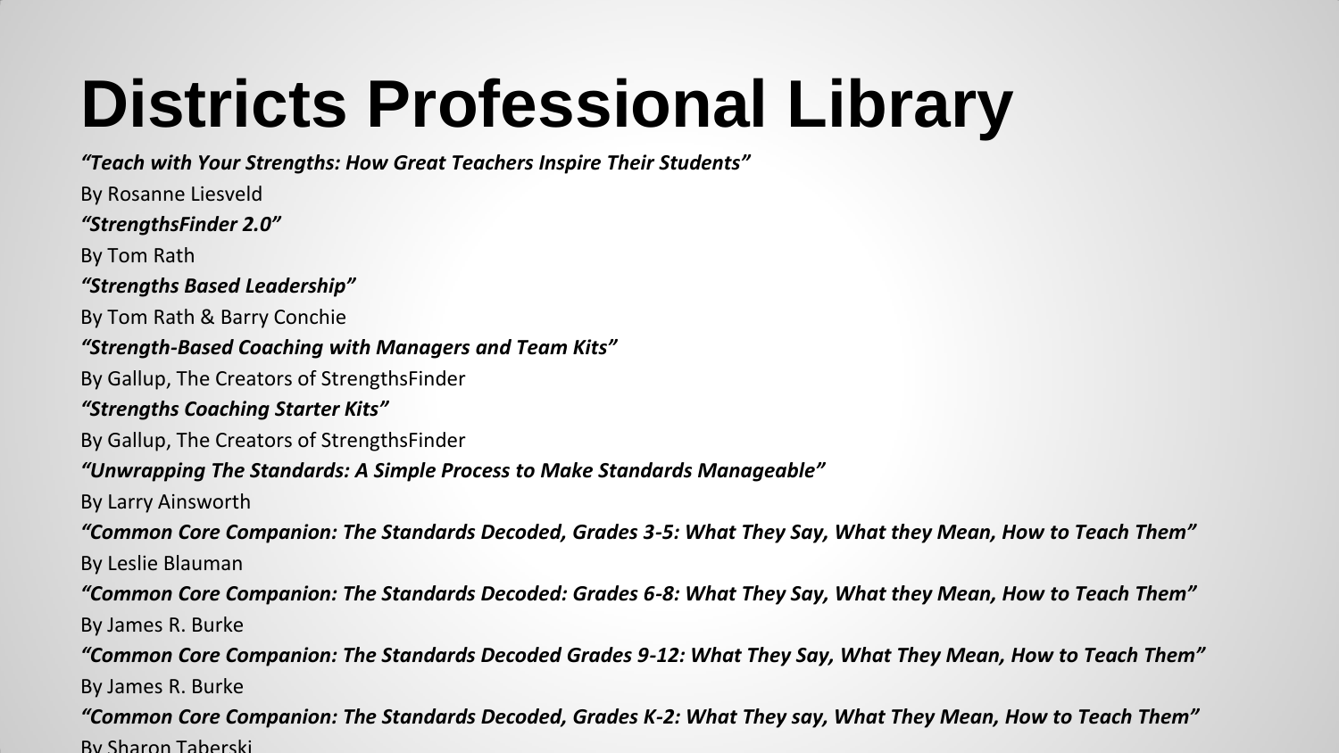# Districts Professional Library

***"Teach with Your Strengths: How Great Teachers Inspire Their Students"***

By Rosanne Liesveld

***"StrengthsFinder 2.0"***

By Tom Rath

***"Strengths Based Leadership"***

By Tom Rath & Barry Conchie

***"Strength-Based Coaching with Managers and Team Kits"***

By Gallup, The Creators of StrengthsFinder

***"Strengths Coaching Starter Kits"***

By Gallup, The Creators of StrengthsFinder

***"Unwrapping The Standards: A Simple Process to Make Standards Manageable"***

By Larry Ainsworth

***"Common Core Companion: The Standards Decoded, Grades 3-5: What They Say, What they Mean, How to Teach Them"***

By Leslie Blauman

***"Common Core Companion: The Standards Decoded: Grades 6-8: What They Say, What they Mean, How to Teach Them"***

By James R. Burke

***"Common Core Companion: The Standards Decoded Grades 9-12: What They Say, What They Mean, How to Teach Them"***

By James R. Burke

***"Common Core Companion: The Standards Decoded, Grades K-2: What They say, What They Mean, How to Teach Them"***

By Sharon Taberski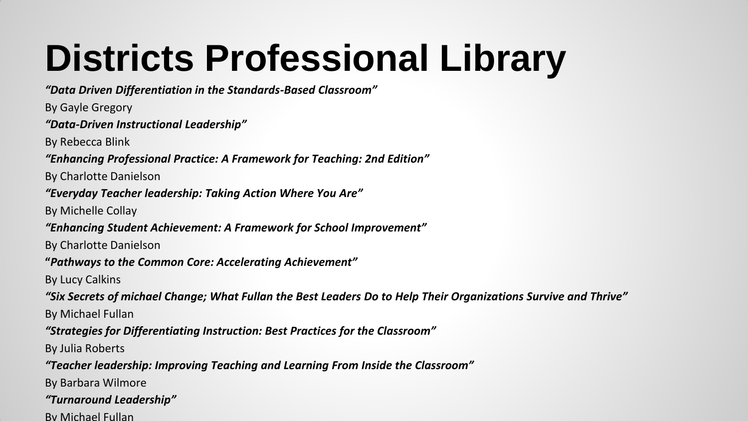# Districts Professional Library

***"Data Driven Differentiation in the Standards-Based Classroom"***

By Gayle Gregory

***"Data-Driven Instructional Leadership"***

By Rebecca Blink

***"Enhancing Professional Practice: A Framework for Teaching: 2nd Edition"***

By Charlotte Danielson

***"Everyday Teacher leadership: Taking Action Where You Are"***

By Michelle Collay

***"Enhancing Student Achievement: A Framework for School Improvement"***

By Charlotte Danielson

**"*Pathways to the Common Core: Accelerating Achievement"***

By Lucy Calkins

***"Six Secrets of michael Change; What Fullan the Best Leaders Do to Help Their Organizations Survive and Thrive"***

By Michael Fullan

***"Strategies for Differentiating Instruction: Best Practices for the Classroom"***

By Julia Roberts

***"Teacher leadership: Improving Teaching and Learning From Inside the Classroom"***

By Barbara Wilmore

***"Turnaround Leadership"***

By Michael Fullan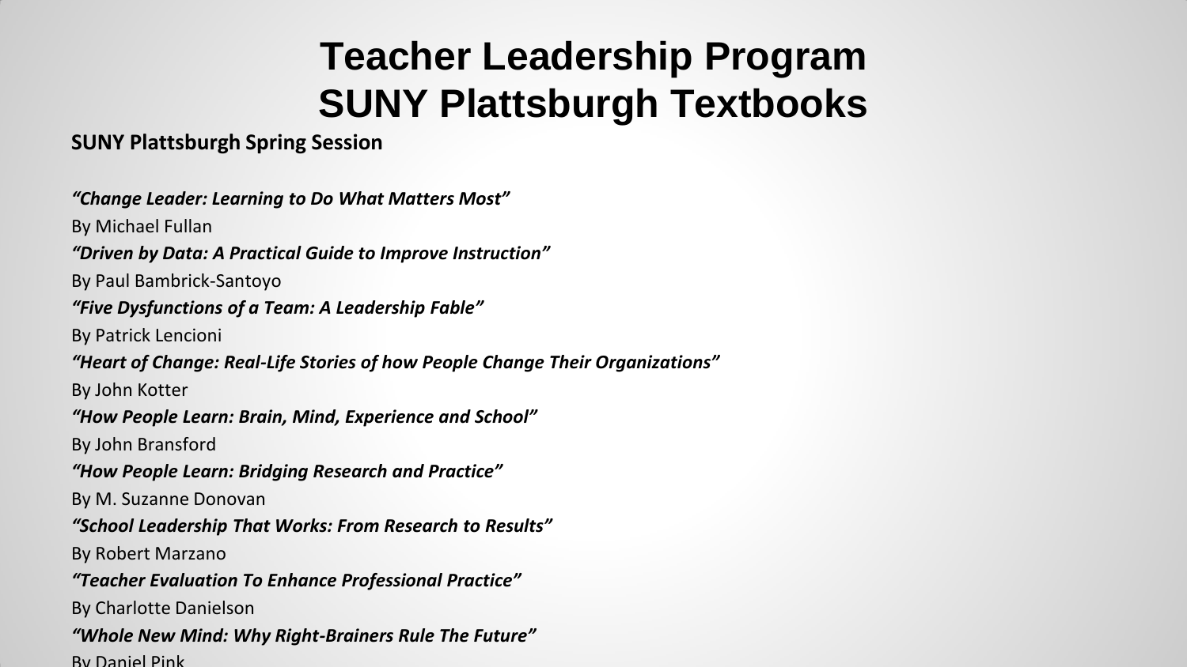# Teacher Leadership Program
# SUNY Plattsburgh Textbooks

**SUNY Plattsburgh Spring Session**

***"Change Leader: Learning to Do What Matters Most"***

By Michael Fullan

***"Driven by Data: A Practical Guide to Improve Instruction"***

By Paul Bambrick-Santoyo

***"Five Dysfunctions of a Team: A Leadership Fable"***

By Patrick Lencioni

***"Heart of Change: Real-Life Stories of how People Change Their Organizations"***

By John Kotter

***"How People Learn: Brain, Mind, Experience and School"***

By John Bransford

***"How People Learn: Bridging Research and Practice"***

By M. Suzanne Donovan

***"School Leadership That Works: From Research to Results"***

By Robert Marzano

***"Teacher Evaluation To Enhance Professional Practice"***

By Charlotte Danielson

***"Whole New Mind: Why Right-Brainers Rule The Future"***

By Daniel Pink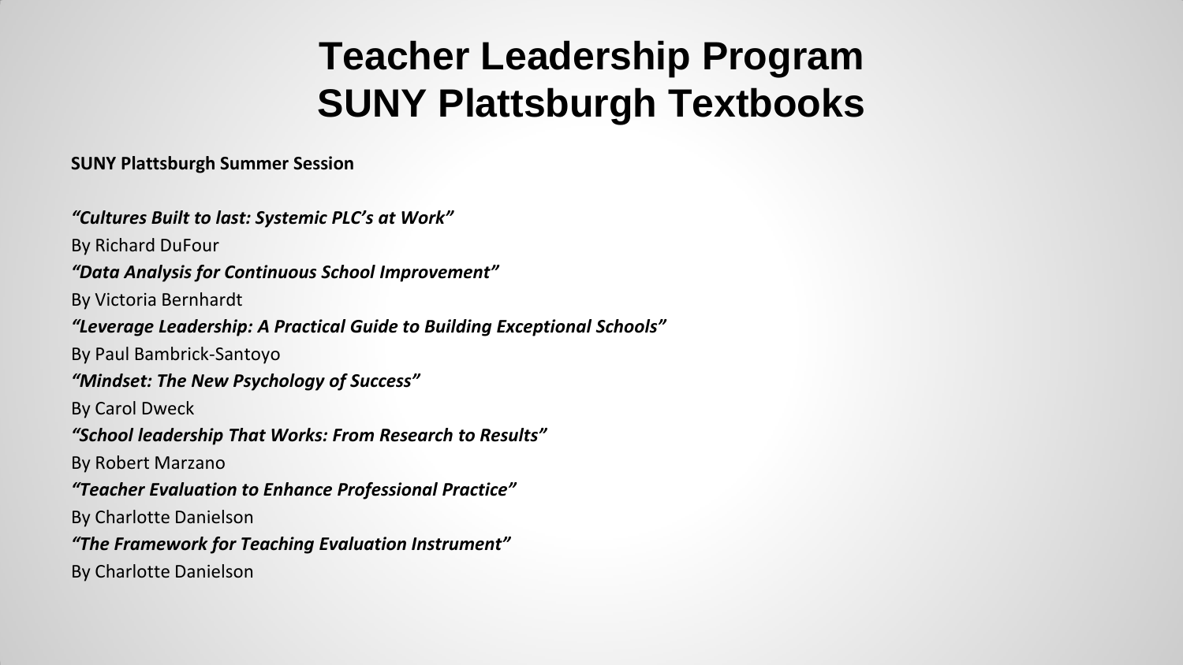# Teacher Leadership Program
# SUNY Plattsburgh Textbooks

**SUNY Plattsburgh Summer Session**

***"Cultures Built to last: Systemic PLC's at Work"***

By Richard DuFour

***"Data Analysis for Continuous School Improvement"***

By Victoria Bernhardt

***"Leverage Leadership: A Practical Guide to Building Exceptional Schools"***

By Paul Bambrick-Santoyo

***"Mindset: The New Psychology of Success"***

By Carol Dweck

***"School leadership That Works: From Research to Results"***

By Robert Marzano

***"Teacher Evaluation to Enhance Professional Practice"***

By Charlotte Danielson

***"The Framework for Teaching Evaluation Instrument"***

By Charlotte Danielson